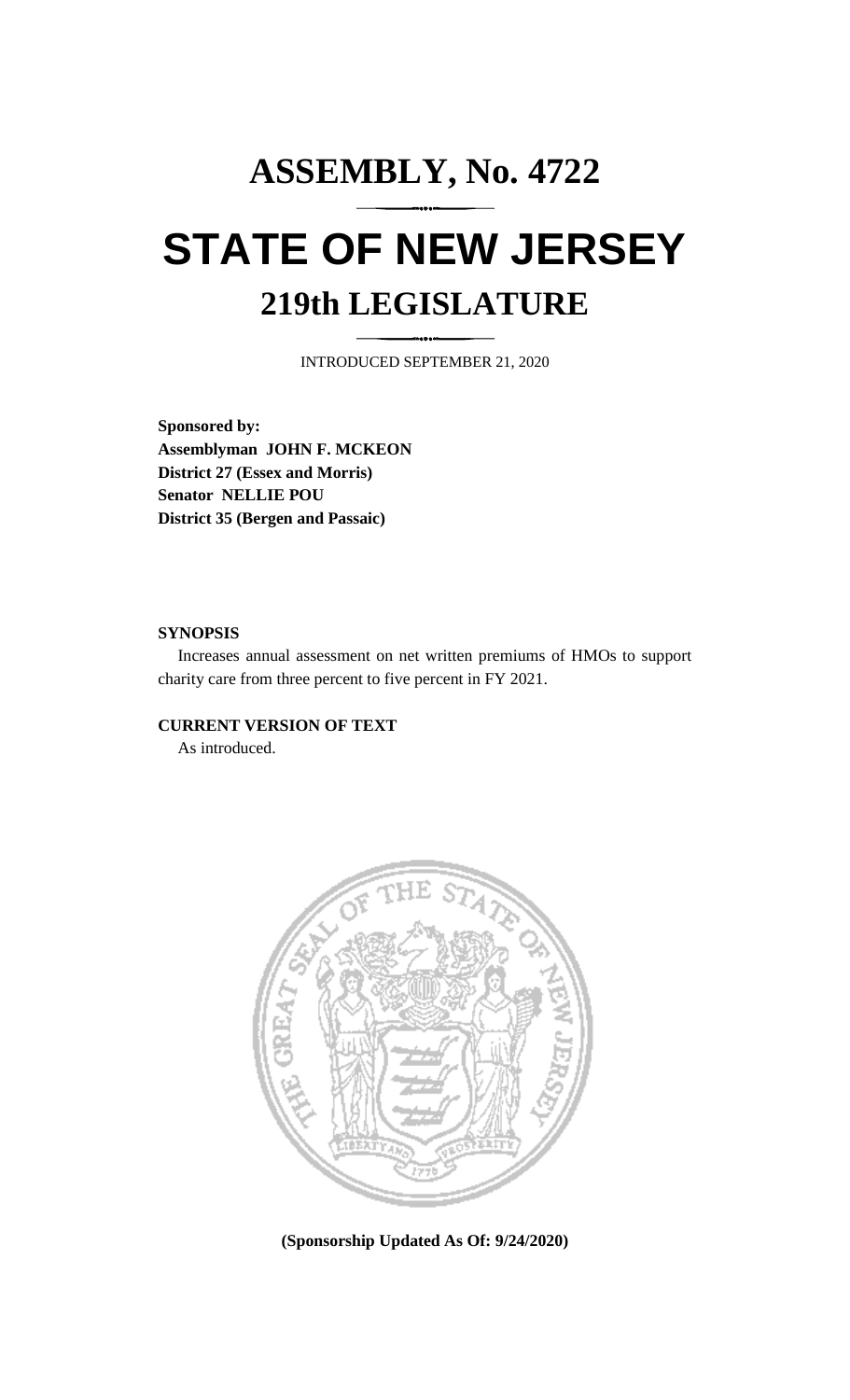# ASSEMBLY, No. 4722

# STATE OF NEW JERSEY

## 219th LEGISLATURE

INTRODUCED SEPTEMBER 21, 2020

**Sponsored by:**
**Assemblyman JOHN F. MCKEON**
**District 27 (Essex and Morris)**
**Senator NELLIE POU**
**District 35 (Bergen and Passaic)**

**SYNOPSIS**

Increases annual assessment on net written premiums of HMOs to support charity care from three percent to five percent in FY 2021.

**CURRENT VERSION OF TEXT**

As introduced.

**(Sponsorship Updated As Of: 9/24/2020)**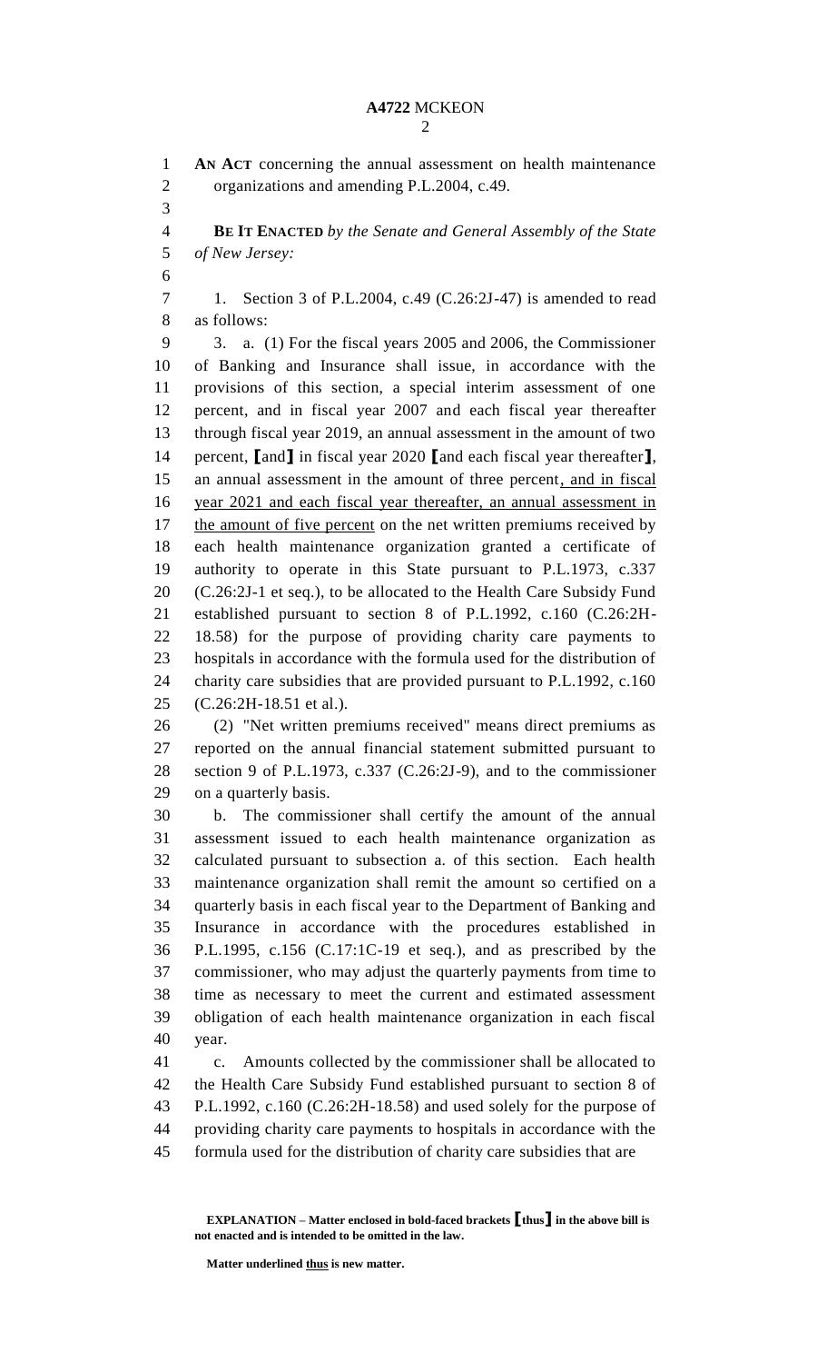**AN ACT** concerning the annual assessment on health maintenance organizations and amending P.L.2004, c.49.

**BE IT ENACTED** *by the Senate and General Assembly of the State of New Jersey:*

1. Section 3 of P.L.2004, c.49 (C.26:2J-47) is amended to read as follows:

3. a. (1) For the fiscal years 2005 and 2006, the Commissioner of Banking and Insurance shall issue, in accordance with the provisions of this section, a special interim assessment of one percent, and in fiscal year 2007 and each fiscal year thereafter through fiscal year 2019, an annual assessment in the amount of two percent, **[**and**]** in fiscal year 2020 **[**and each fiscal year thereafter**]**, an annual assessment in the amount of three percent<u>, and in fiscal year 2021 and each fiscal year thereafter, an annual assessment in the amount of five percent</u> on the net written premiums received by each health maintenance organization granted a certificate of authority to operate in this State pursuant to P.L.1973, c.337 (C.26:2J-1 et seq.), to be allocated to the Health Care Subsidy Fund established pursuant to section 8 of P.L.1992, c.160 (C.26:2H-18.58) for the purpose of providing charity care payments to hospitals in accordance with the formula used for the distribution of charity care subsidies that are provided pursuant to P.L.1992, c.160 (C.26:2H-18.51 et al.).

(2) "Net written premiums received" means direct premiums as reported on the annual financial statement submitted pursuant to section 9 of P.L.1973, c.337 (C.26:2J-9), and to the commissioner on a quarterly basis.

b. The commissioner shall certify the amount of the annual assessment issued to each health maintenance organization as calculated pursuant to subsection a. of this section. Each health maintenance organization shall remit the amount so certified on a quarterly basis in each fiscal year to the Department of Banking and Insurance in accordance with the procedures established in P.L.1995, c.156 (C.17:1C-19 et seq.), and as prescribed by the commissioner, who may adjust the quarterly payments from time to time as necessary to meet the current and estimated assessment obligation of each health maintenance organization in each fiscal year.

c. Amounts collected by the commissioner shall be allocated to the Health Care Subsidy Fund established pursuant to section 8 of P.L.1992, c.160 (C.26:2H-18.58) and used solely for the purpose of providing charity care payments to hospitals in accordance with the formula used for the distribution of charity care subsidies that are

**EXPLANATION – Matter enclosed in bold-faced brackets [thus] in the above bill is not enacted and is intended to be omitted in the law.**

**Matter underlined <u>thus</u> is new matter.**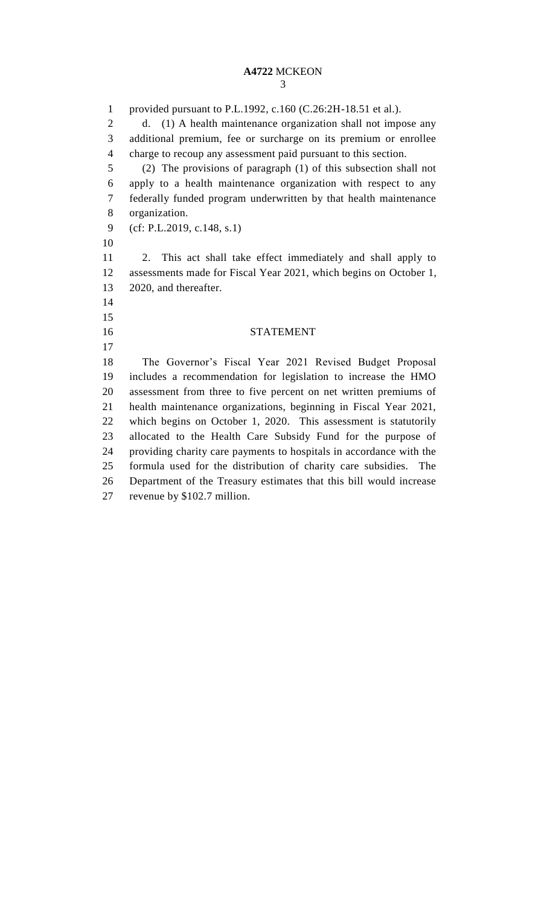provided pursuant to P.L.1992, c.160 (C.26:2H-18.51 et al.).

d. (1) A health maintenance organization shall not impose any additional premium, fee or surcharge on its premium or enrollee charge to recoup any assessment paid pursuant to this section.

(2) The provisions of paragraph (1) of this subsection shall not apply to a health maintenance organization with respect to any federally funded program underwritten by that health maintenance organization.

(cf: P.L.2019, c.148, s.1)

2. This act shall take effect immediately and shall apply to assessments made for Fiscal Year 2021, which begins on October 1, 2020, and thereafter.

## STATEMENT

The Governor's Fiscal Year 2021 Revised Budget Proposal includes a recommendation for legislation to increase the HMO assessment from three to five percent on net written premiums of health maintenance organizations, beginning in Fiscal Year 2021, which begins on October 1, 2020. This assessment is statutorily allocated to the Health Care Subsidy Fund for the purpose of providing charity care payments to hospitals in accordance with the formula used for the distribution of charity care subsidies. The Department of the Treasury estimates that this bill would increase revenue by $102.7 million.